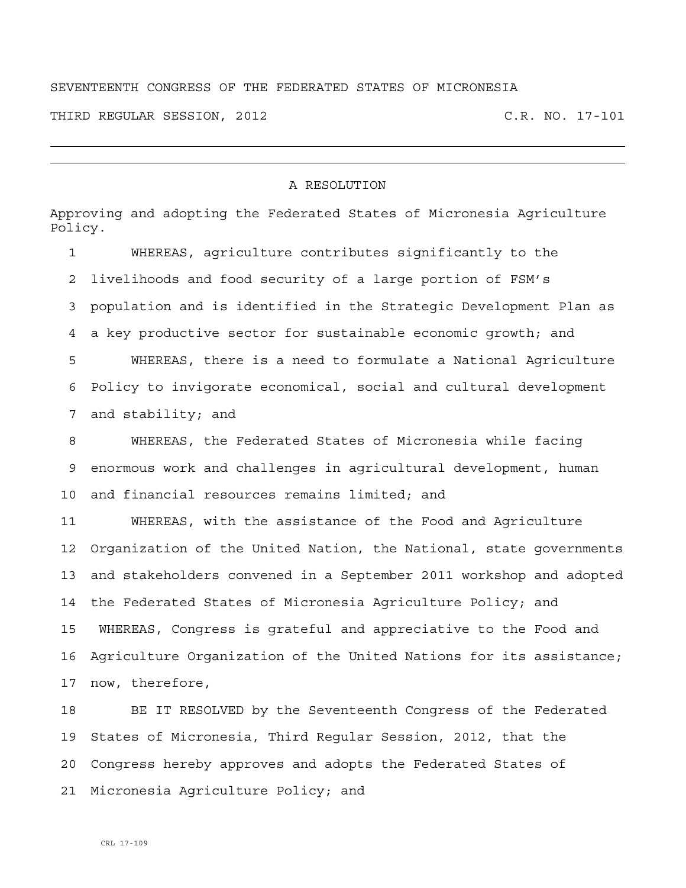SEVENTEENTH CONGRESS OF THE FEDERATED STATES OF MICRONESIA

THIRD REGULAR SESSION, 2012 C.R. NO. 17-101

# A RESOLUTION

Approving and adopting the Federated States of Micronesia Agriculture Policy.

1 WHEREAS, agriculture contributes significantly to the
2 livelihoods and food security of a large portion of FSM's
3 population and is identified in the Strategic Development Plan as
4 a key productive sector for sustainable economic growth; and
5 WHEREAS, there is a need to formulate a National Agriculture
6 Policy to invigorate economical, social and cultural development
7 and stability; and
8 WHEREAS, the Federated States of Micronesia while facing
9 enormous work and challenges in agricultural development, human
10 and financial resources remains limited; and
11 WHEREAS, with the assistance of the Food and Agriculture
12 Organization of the United Nation, the National, state governments
13 and stakeholders convened in a September 2011 workshop and adopted
14 the Federated States of Micronesia Agriculture Policy; and
15 WHEREAS, Congress is grateful and appreciative to the Food and
16 Agriculture Organization of the United Nations for its assistance;
17 now, therefore,
18 BE IT RESOLVED by the Seventeenth Congress of the Federated
19 States of Micronesia, Third Regular Session, 2012, that the
20 Congress hereby approves and adopts the Federated States of
21 Micronesia Agriculture Policy; and

CRL 17-109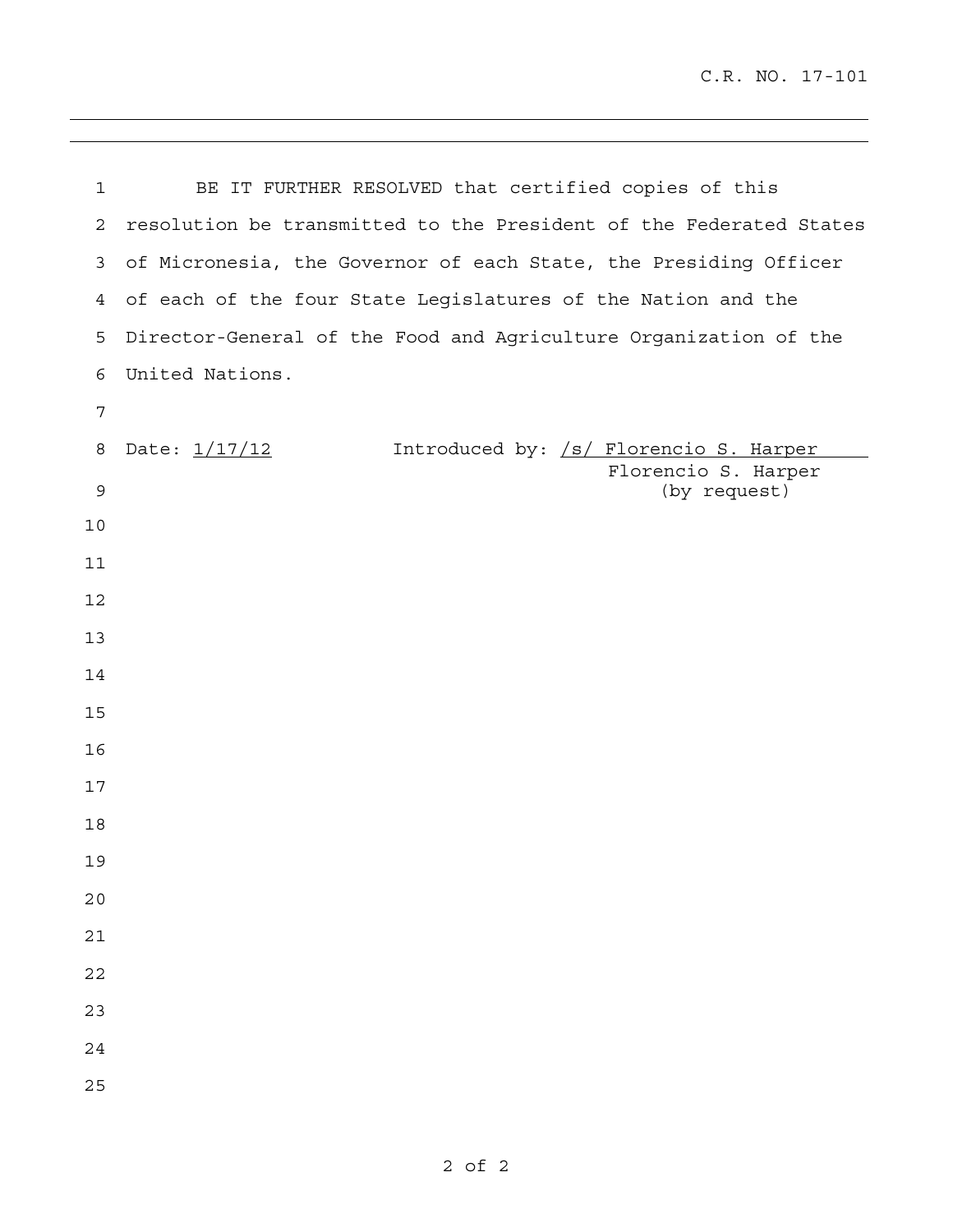BE IT FURTHER RESOLVED that certified copies of this resolution be transmitted to the President of the Federated States of Micronesia, the Governor of each State, the Presiding Officer of each of the four State Legislatures of the Nation and the Director-General of the Food and Agriculture Organization of the United Nations.

Date: 1/17/12

Introduced by: /s/ Florencio S. Harper

Florencio S. Harper
(by request)